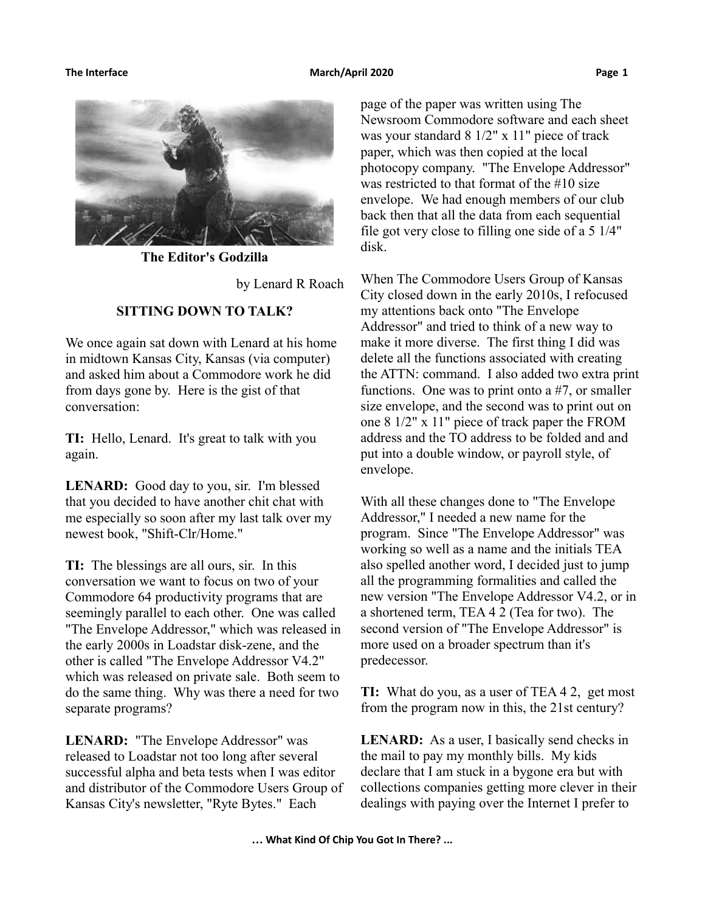**The Editor's Godzilla**

by Lenard R Roach

## SITTING DOWN TO TALK?

We once again sat down with Lenard at his home in midtown Kansas City, Kansas (via computer) and asked him about a Commodore work he did from days gone by. Here is the gist of that conversation:

**TI:** Hello, Lenard. It's great to talk with you again.

**LENARD:** Good day to you, sir. I'm blessed that you decided to have another chit chat with me especially so soon after my last talk over my newest book, "Shift-Clr/Home."

**TI:** The blessings are all ours, sir. In this conversation we want to focus on two of your Commodore 64 productivity programs that are seemingly parallel to each other. One was called "The Envelope Addressor," which was released in the early 2000s in Loadstar disk-zene, and the other is called "The Envelope Addressor V4.2" which was released on private sale. Both seem to do the same thing. Why was there a need for two separate programs?

**LENARD:** "The Envelope Addressor" was released to Loadstar not too long after several successful alpha and beta tests when I was editor and distributor of the Commodore Users Group of Kansas City's newsletter, "Ryte Bytes." Each page of the paper was written using The Newsroom Commodore software and each sheet was your standard 8 1/2" x 11" piece of track paper, which was then copied at the local photocopy company. "The Envelope Addressor" was restricted to that format of the #10 size envelope. We had enough members of our club back then that all the data from each sequential file got very close to filling one side of a 5 1/4" disk.

When The Commodore Users Group of Kansas City closed down in the early 2010s, I refocused my attentions back onto "The Envelope Addressor" and tried to think of a new way to make it more diverse. The first thing I did was delete all the functions associated with creating the ATTN: command. I also added two extra print functions. One was to print onto a #7, or smaller size envelope, and the second was to print out on one 8 1/2" x 11" piece of track paper the FROM address and the TO address to be folded and and put into a double window, or payroll style, of envelope.

With all these changes done to "The Envelope Addressor," I needed a new name for the program. Since "The Envelope Addressor" was working so well as a name and the initials TEA also spelled another word, I decided just to jump all the programming formalities and called the new version "The Envelope Addressor V4.2, or in a shortened term, TEA 4 2 (Tea for two). The second version of "The Envelope Addressor" is more used on a broader spectrum than it's predecessor.

**TI:** What do you, as a user of TEA 4 2, get most from the program now in this, the 21st century?

**LENARD:** As a user, I basically send checks in the mail to pay my monthly bills. My kids declare that I am stuck in a bygone era but with collections companies getting more clever in their dealings with paying over the Internet I prefer to

... What Kind Of Chip You Got In There? ...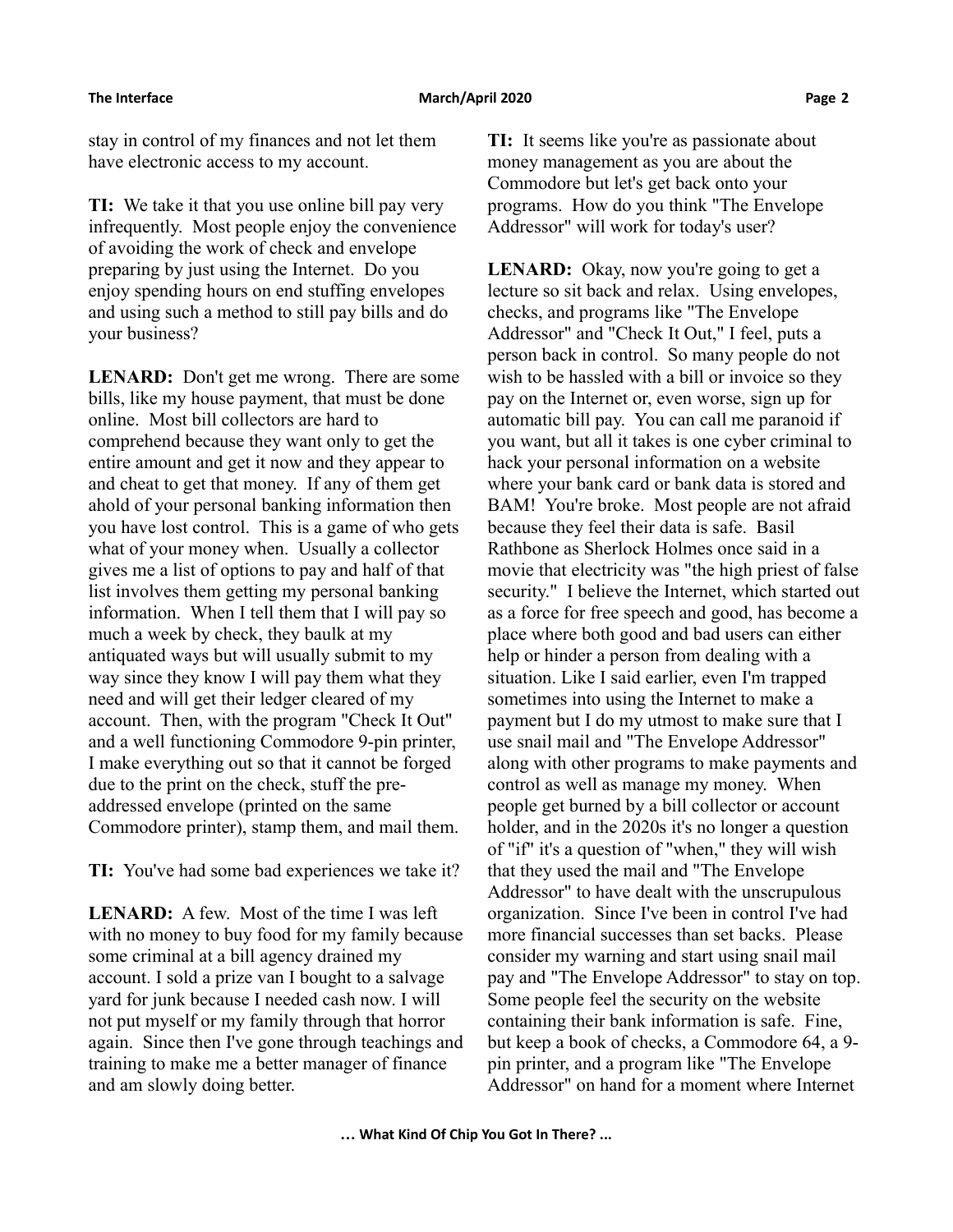stay in control of my finances and not let them have electronic access to my account.

**TI:** We take it that you use online bill pay very infrequently. Most people enjoy the convenience of avoiding the work of check and envelope preparing by just using the Internet. Do you enjoy spending hours on end stuffing envelopes and using such a method to still pay bills and do your business?

**LENARD:** Don't get me wrong. There are some bills, like my house payment, that must be done online. Most bill collectors are hard to comprehend because they want only to get the entire amount and get it now and they appear to and cheat to get that money. If any of them get ahold of your personal banking information then you have lost control. This is a game of who gets what of your money when. Usually a collector gives me a list of options to pay and half of that list involves them getting my personal banking information. When I tell them that I will pay so much a week by check, they baulk at my antiquated ways but will usually submit to my way since they know I will pay them what they need and will get their ledger cleared of my account. Then, with the program "Check It Out" and a well functioning Commodore 9-pin printer, I make everything out so that it cannot be forged due to the print on the check, stuff the pre-addressed envelope (printed on the same Commodore printer), stamp them, and mail them.

**TI:** You've had some bad experiences we take it?

**LENARD:** A few. Most of the time I was left with no money to buy food for my family because some criminal at a bill agency drained my account. I sold a prize van I bought to a salvage yard for junk because I needed cash now. I will not put myself or my family through that horror again. Since then I've gone through teachings and training to make me a better manager of finance and am slowly doing better.

**TI:** It seems like you're as passionate about money management as you are about the Commodore but let's get back onto your programs. How do you think "The Envelope Addressor" will work for today's user?

**LENARD:** Okay, now you're going to get a lecture so sit back and relax. Using envelopes, checks, and programs like "The Envelope Addressor" and "Check It Out," I feel, puts a person back in control. So many people do not wish to be hassled with a bill or invoice so they pay on the Internet or, even worse, sign up for automatic bill pay. You can call me paranoid if you want, but all it takes is one cyber criminal to hack your personal information on a website where your bank card or bank data is stored and BAM! You're broke. Most people are not afraid because they feel their data is safe. Basil Rathbone as Sherlock Holmes once said in a movie that electricity was "the high priest of false security." I believe the Internet, which started out as a force for free speech and good, has become a place where both good and bad users can either help or hinder a person from dealing with a situation. Like I said earlier, even I'm trapped sometimes into using the Internet to make a payment but I do my utmost to make sure that I use snail mail and "The Envelope Addressor" along with other programs to make payments and control as well as manage my money. When people get burned by a bill collector or account holder, and in the 2020s it's no longer a question of "if" it's a question of "when," they will wish that they used the mail and "The Envelope Addressor" to have dealt with the unscrupulous organization. Since I've been in control I've had more financial successes than set backs. Please consider my warning and start using snail mail pay and "The Envelope Addressor" to stay on top. Some people feel the security on the website containing their bank information is safe. Fine, but keep a book of checks, a Commodore 64, a 9-pin printer, and a program like "The Envelope Addressor" on hand for a moment where Internet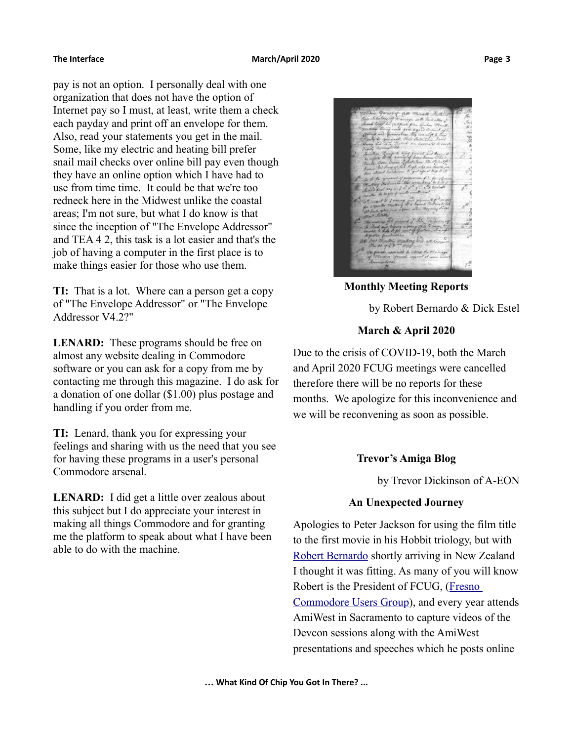pay is not an option. I personally deal with one organization that does not have the option of Internet pay so I must, at least, write them a check each payday and print off an envelope for them. Also, read your statements you get in the mail. Some, like my electric and heating bill prefer snail mail checks over online bill pay even though they have an online option which I have had to use from time time. It could be that we're too redneck here in the Midwest unlike the coastal areas; I'm not sure, but what I do know is that since the inception of "The Envelope Addressor" and TEA 4 2, this task is a lot easier and that's the job of having a computer in the first place is to make things easier for those who use them.

**TI:** That is a lot. Where can a person get a copy of "The Envelope Addressor" or "The Envelope Addressor V4.2?"

**LENARD:** These programs should be free on almost any website dealing in Commodore software or you can ask for a copy from me by contacting me through this magazine. I do ask for a donation of one dollar ($1.00) plus postage and handling if you order from me.

**TI:** Lenard, thank you for expressing your feelings and sharing with us the need that you see for having these programs in a user's personal Commodore arsenal.

**LENARD:** I did get a little over zealous about this subject but I do appreciate your interest in making all things Commodore and for granting me the platform to speak about what I have been able to do with the machine.

## Monthly Meeting Reports

by Robert Bernardo & Dick Estel

### March & April 2020

Due to the crisis of COVID-19, both the March and April 2020 FCUG meetings were cancelled therefore there will be no reports for these months. We apologize for this inconvenience and we will be reconvening as soon as possible.

## Trevor's Amiga Blog

by Trevor Dickinson of A-EON

### An Unexpected Journey

Apologies to Peter Jackson for using the film title to the first movie in his Hobbit triology, but with Robert Bernardo shortly arriving in New Zealand I thought it was fitting. As many of you will know Robert is the President of FCUG, (Fresno Commodore Users Group), and every year attends AmiWest in Sacramento to capture videos of the Devcon sessions along with the AmiWest presentations and speeches which he posts online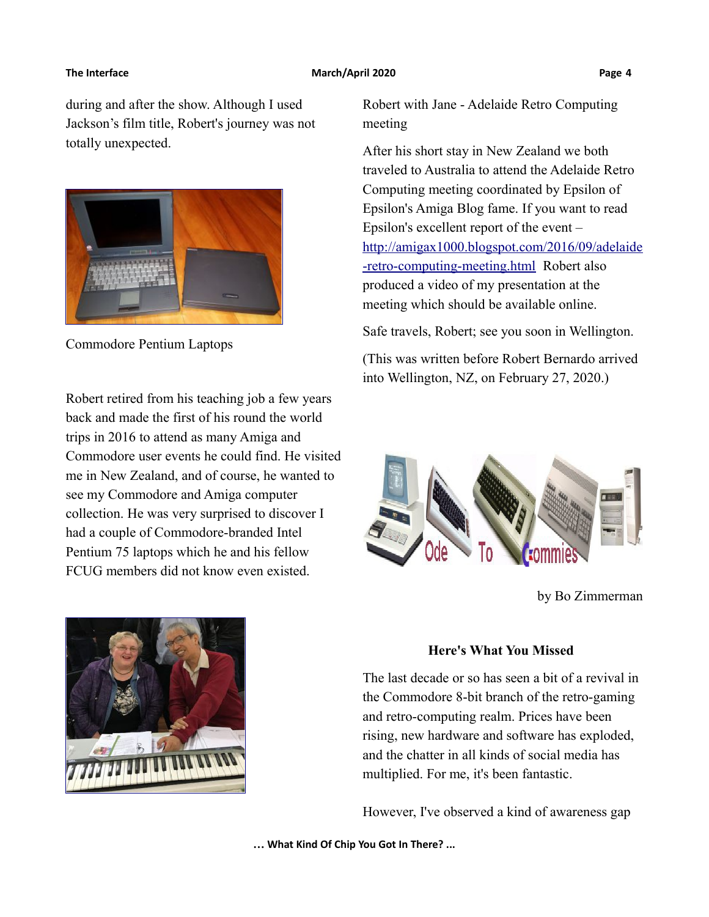during and after the show. Although I used Jackson's film title, Robert's journey was not totally unexpected.

Commodore Pentium Laptops

Robert retired from his teaching job a few years back and made the first of his round the world trips in 2016 to attend as many Amiga and Commodore user events he could find. He visited me in New Zealand, and of course, he wanted to see my Commodore and Amiga computer collection. He was very surprised to discover I had a couple of Commodore-branded Intel Pentium 75 laptops which he and his fellow FCUG members did not know even existed.

Robert with Jane - Adelaide Retro Computing meeting

After his short stay in New Zealand we both traveled to Australia to attend the Adelaide Retro Computing meeting coordinated by Epsilon of Epsilon's Amiga Blog fame. If you want to read Epsilon's excellent report of the event – http://amigax1000.blogspot.com/2016/09/adelaide-retro-computing-meeting.html Robert also produced a video of my presentation at the meeting which should be available online.

Safe travels, Robert; see you soon in Wellington.

(This was written before Robert Bernardo arrived into Wellington, NZ, on February 27, 2020.)

by Bo Zimmerman

**Here's What You Missed**

The last decade or so has seen a bit of a revival in the Commodore 8-bit branch of the retro-gaming and retro-computing realm. Prices have been rising, new hardware and software has exploded, and the chatter in all kinds of social media has multiplied. For me, it's been fantastic.

However, I've observed a kind of awareness gap

**... What Kind Of Chip You Got In There? ...**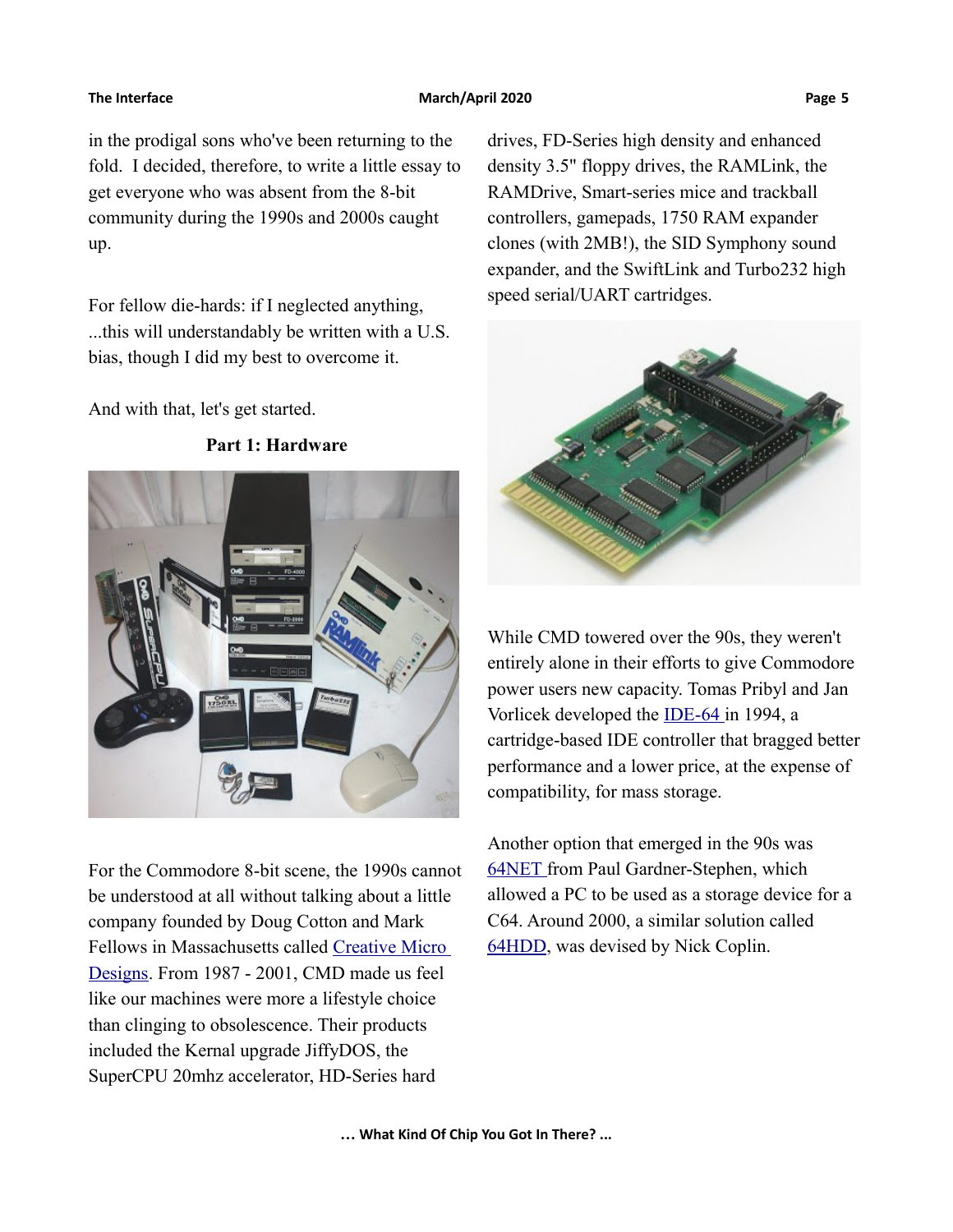in the prodigal sons who've been returning to the fold. I decided, therefore, to write a little essay to get everyone who was absent from the 8-bit community during the 1990s and 2000s caught up.

For fellow die-hards: if I neglected anything, ...this will understandably be written with a U.S. bias, though I did my best to overcome it.

And with that, let's get started.

## Part 1: Hardware

For the Commodore 8-bit scene, the 1990s cannot be understood at all without talking about a little company founded by Doug Cotton and Mark Fellows in Massachusetts called [Creative Micro Designs](). From 1987 - 2001, CMD made us feel like our machines were more a lifestyle choice than clinging to obsolescence. Their products included the Kernal upgrade JiffyDOS, the SuperCPU 20mhz accelerator, HD-Series hard drives, FD-Series high density and enhanced density 3.5" floppy drives, the RAMLink, the RAMDrive, Smart-series mice and trackball controllers, gamepads, 1750 RAM expander clones (with 2MB!), the SID Symphony sound expander, and the SwiftLink and Turbo232 high speed serial/UART cartridges.

While CMD towered over the 90s, they weren't entirely alone in their efforts to give Commodore power users new capacity. Tomas Pribyl and Jan Vorlicek developed the [IDE-64]() in 1994, a cartridge-based IDE controller that bragged better performance and a lower price, at the expense of compatibility, for mass storage.

Another option that emerged in the 90s was [64NET]() from Paul Gardner-Stephen, which allowed a PC to be used as a storage device for a C64. Around 2000, a similar solution called [64HDD](), was devised by Nick Coplin.

… What Kind Of Chip You Got In There? …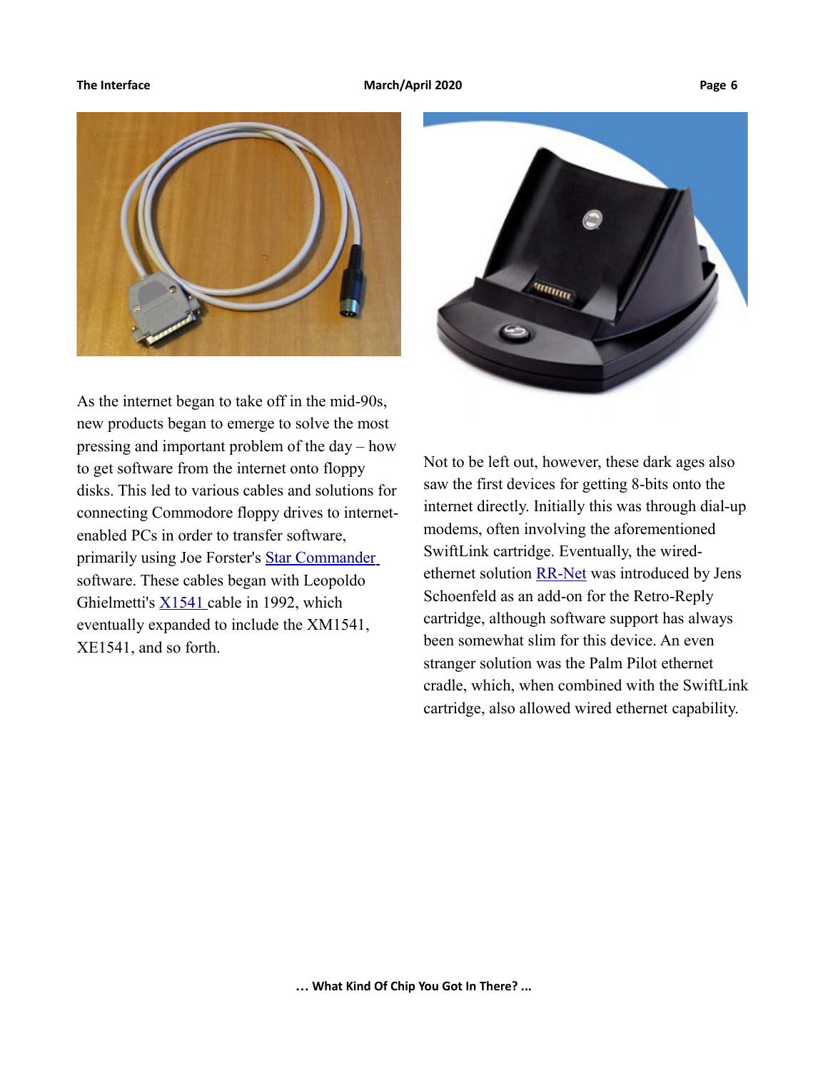As the internet began to take off in the mid-90s, new products began to emerge to solve the most pressing and important problem of the day – how to get software from the internet onto floppy disks. This led to various cables and solutions for connecting Commodore floppy drives to internet-enabled PCs in order to transfer software, primarily using Joe Forster's [Star Commander](Star Commander) software. These cables began with Leopoldo Ghielmetti's [X1541](X1541) cable in 1992, which eventually expanded to include the XM1541, XE1541, and so forth.

Not to be left out, however, these dark ages also saw the first devices for getting 8-bits onto the internet directly. Initially this was through dial-up modems, often involving the aforementioned SwiftLink cartridge. Eventually, the wired-ethernet solution [RR-Net](RR-Net) was introduced by Jens Schoenfeld as an add-on for the Retro-Reply cartridge, although software support has always been somewhat slim for this device. An even stranger solution was the Palm Pilot ethernet cradle, which, when combined with the SwiftLink cartridge, also allowed wired ethernet capability.

**… What Kind Of Chip You Got In There? …**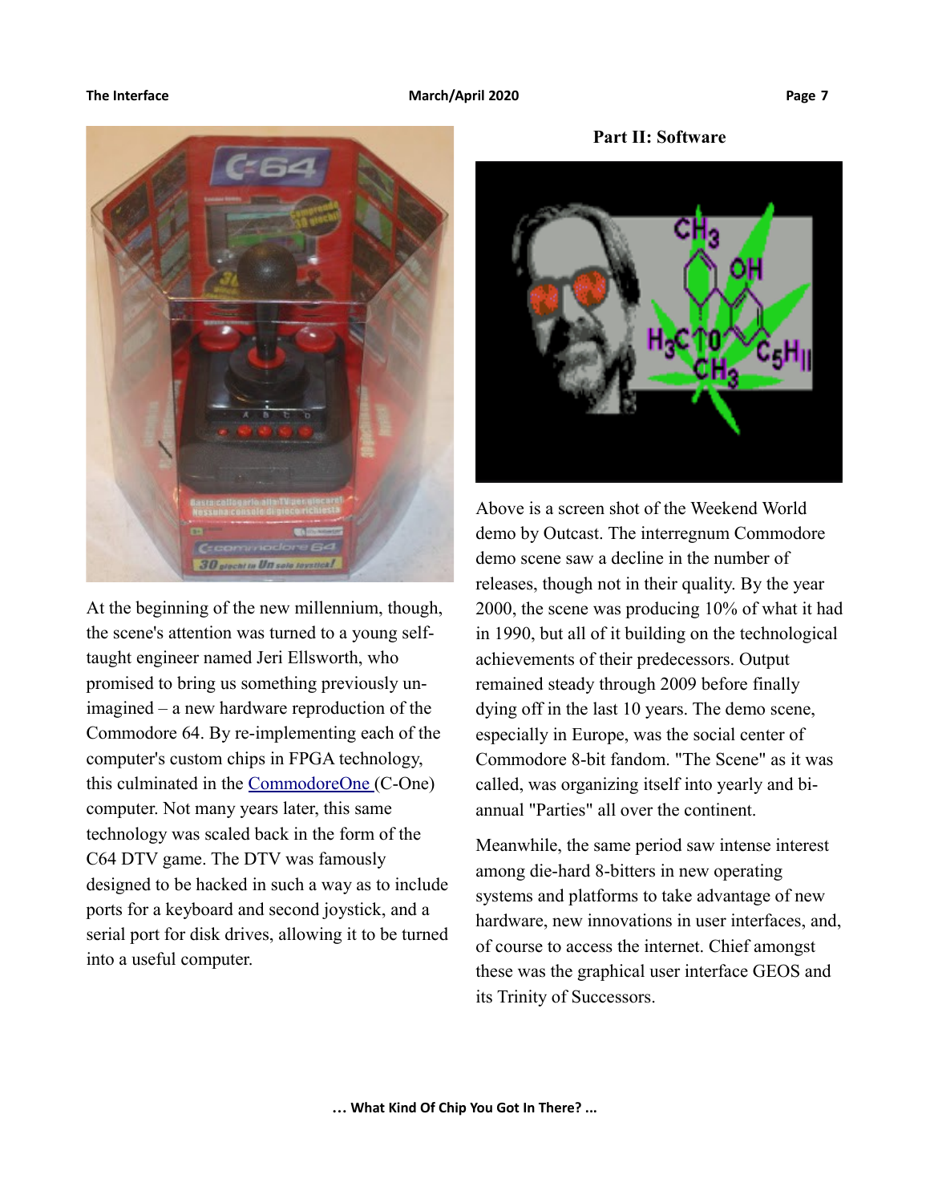At the beginning of the new millennium, though, the scene's attention was turned to a young self-taught engineer named Jeri Ellsworth, who promised to bring us something previously un-imagined – a new hardware reproduction of the Commodore 64. By re-implementing each of the computer's custom chips in FPGA technology, this culminated in the CommodoreOne (C-One) computer. Not many years later, this same technology was scaled back in the form of the C64 DTV game. The DTV was famously designed to be hacked in such a way as to include ports for a keyboard and second joystick, and a serial port for disk drives, allowing it to be turned into a useful computer.

## Part II: Software

Above is a screen shot of the Weekend World demo by Outcast. The interregnum Commodore demo scene saw a decline in the number of releases, though not in their quality. By the year 2000, the scene was producing 10% of what it had in 1990, but all of it building on the technological achievements of their predecessors. Output remained steady through 2009 before finally dying off in the last 10 years. The demo scene, especially in Europe, was the social center of Commodore 8-bit fandom. "The Scene" as it was called, was organizing itself into yearly and bi-annual "Parties" all over the continent.

Meanwhile, the same period saw intense interest among die-hard 8-bitters in new operating systems and platforms to take advantage of new hardware, new innovations in user interfaces, and, of course to access the internet. Chief amongst these was the graphical user interface GEOS and its Trinity of Successors.

**… What Kind Of Chip You Got In There? …**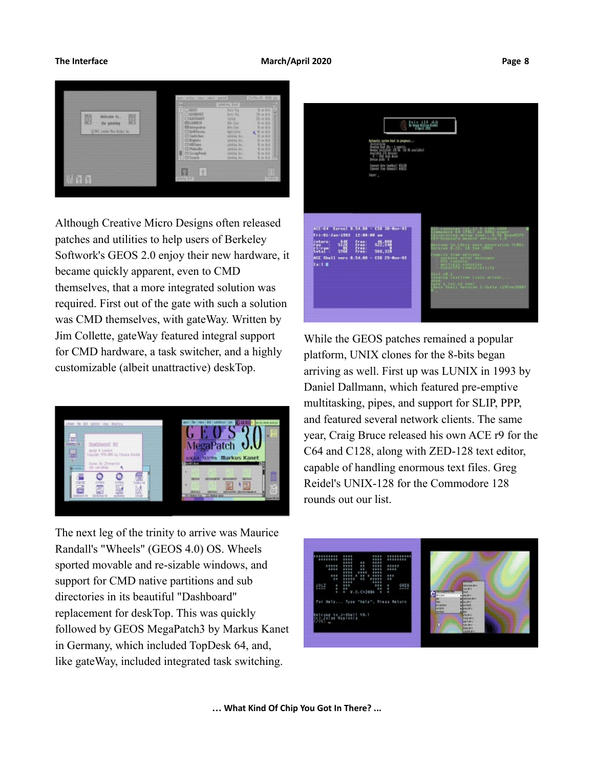Although Creative Micro Designs often released patches and utilities to help users of Berkeley Softwork's GEOS 2.0 enjoy their new hardware, it became quickly apparent, even to CMD themselves, that a more integrated solution was required. First out of the gate with such a solution was CMD themselves, with gateWay. Written by Jim Collette, gateWay featured integral support for CMD hardware, a task switcher, and a highly customizable (albeit unattractive) deskTop.

The next leg of the trinity to arrive was Maurice Randall's "Wheels" (GEOS 4.0) OS. Wheels sported movable and re-sizable windows, and support for CMD native partitions and sub directories in its beautiful "Dashboard" replacement for deskTop. This was quickly followed by GEOS MegaPatch3 by Markus Kanet in Germany, which included TopDesk 64, and, like gateWay, included integrated task switching.

While the GEOS patches remained a popular platform, UNIX clones for the 8-bits began arriving as well. First up was LUNIX in 1993 by Daniel Dallmann, which featured pre-emptive multitasking, pipes, and support for SLIP, PPP, and featured several network clients. The same year, Craig Bruce released his own ACE r9 for the C64 and C128, along with ZED-128 text editor, capable of handling enormous text files. Greg Reidel's UNIX-128 for the Commodore 128 rounds out our list.

... What Kind Of Chip You Got In There? ...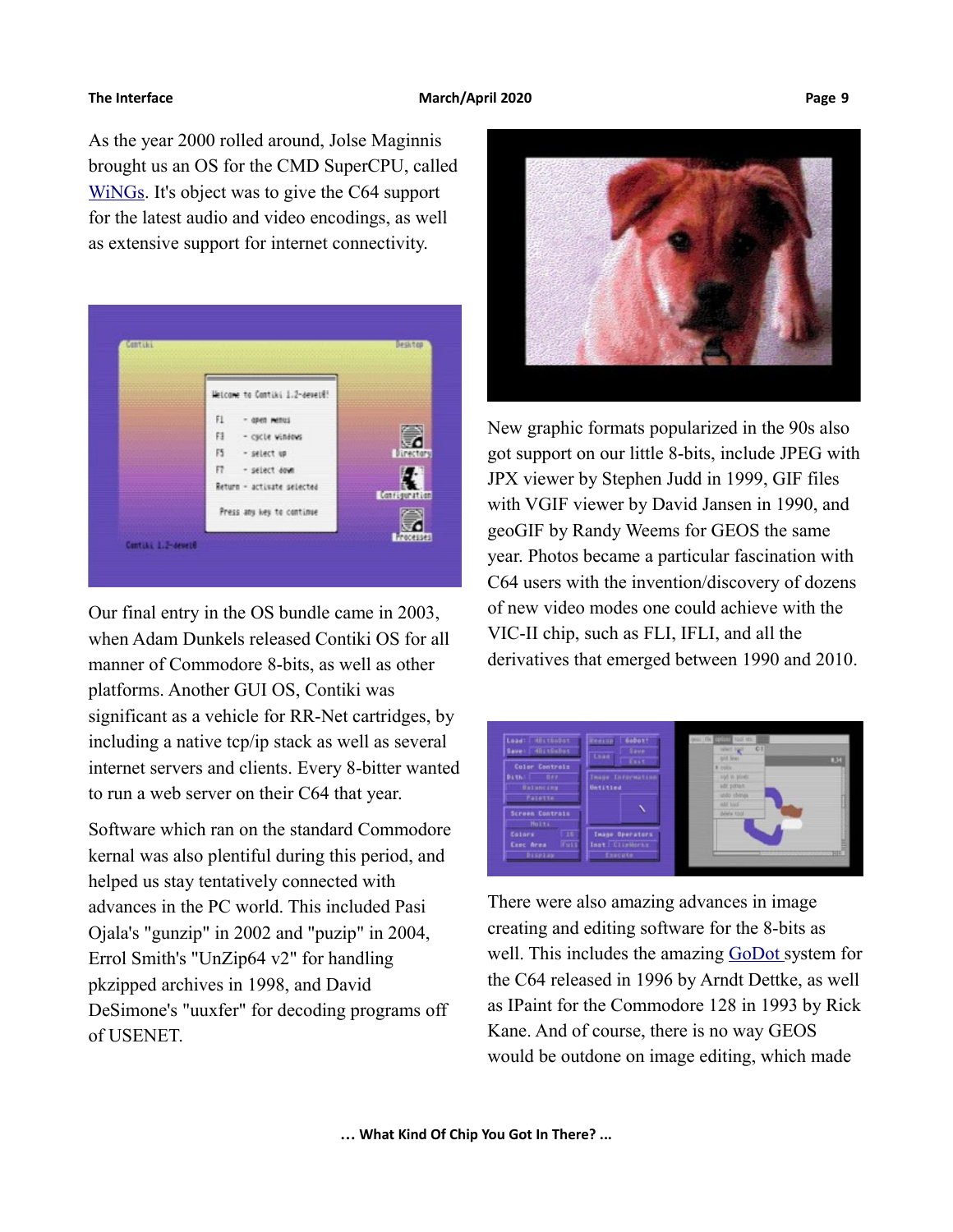As the year 2000 rolled around, Jolse Maginnis brought us an OS for the CMD SuperCPU, called WiNGs. It's object was to give the C64 support for the latest audio and video encodings, as well as extensive support for internet connectivity.

Our final entry in the OS bundle came in 2003, when Adam Dunkels released Contiki OS for all manner of Commodore 8-bits, as well as other platforms. Another GUI OS, Contiki was significant as a vehicle for RR-Net cartridges, by including a native tcp/ip stack as well as several internet servers and clients. Every 8-bitter wanted to run a web server on their C64 that year.

Software which ran on the standard Commodore kernal was also plentiful during this period, and helped us stay tentatively connected with advances in the PC world. This included Pasi Ojala's "gunzip" in 2002 and "puzip" in 2004, Errol Smith's "UnZip64 v2" for handling pkzipped archives in 1998, and David DeSimone's "uuxfer" for decoding programs off of USENET.

New graphic formats popularized in the 90s also got support on our little 8-bits, include JPEG with JPX viewer by Stephen Judd in 1999, GIF files with VGIF viewer by David Jansen in 1990, and geoGIF by Randy Weems for GEOS the same year. Photos became a particular fascination with C64 users with the invention/discovery of dozens of new video modes one could achieve with the VIC-II chip, such as FLI, IFLI, and all the derivatives that emerged between 1990 and 2010.

There were also amazing advances in image creating and editing software for the 8-bits as well. This includes the amazing GoDot system for the C64 released in 1996 by Arndt Dettke, as well as IPaint for the Commodore 128 in 1993 by Rick Kane. And of course, there is no way GEOS would be outdone on image editing, which made

... What Kind Of Chip You Got In There? ...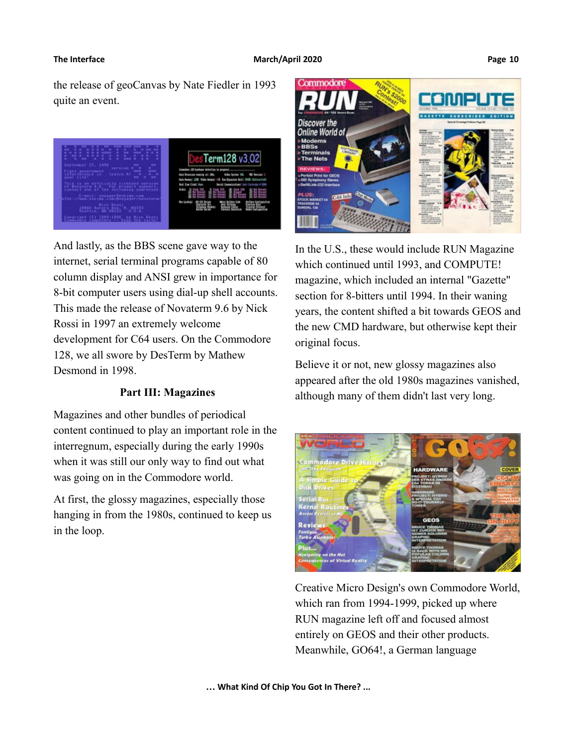the release of geoCanvas by Nate Fiedler in 1993 quite an event.

And lastly, as the BBS scene gave way to the internet, serial terminal programs capable of 80 column display and ANSI grew in importance for 8-bit computer users using dial-up shell accounts. This made the release of Novaterm 9.6 by Nick Rossi in 1997 an extremely welcome development for C64 users. On the Commodore 128, we all swore by DesTerm by Mathew Desmond in 1998.

### Part III: Magazines

Magazines and other bundles of periodical content continued to play an important role in the interregnum, especially during the early 1990s when it was still our only way to find out what was going on in the Commodore world.

At first, the glossy magazines, especially those hanging in from the 1980s, continued to keep us in the loop.

In the U.S., these would include RUN Magazine which continued until 1993, and COMPUTE! magazine, which included an internal "Gazette" section for 8-bitters until 1994. In their waning years, the content shifted a bit towards GEOS and the new CMD hardware, but otherwise kept their original focus.

Believe it or not, new glossy magazines also appeared after the old 1980s magazines vanished, although many of them didn't last very long.

Creative Micro Design's own Commodore World, which ran from 1994-1999, picked up where RUN magazine left off and focused almost entirely on GEOS and their other products. Meanwhile, GO64!, a German language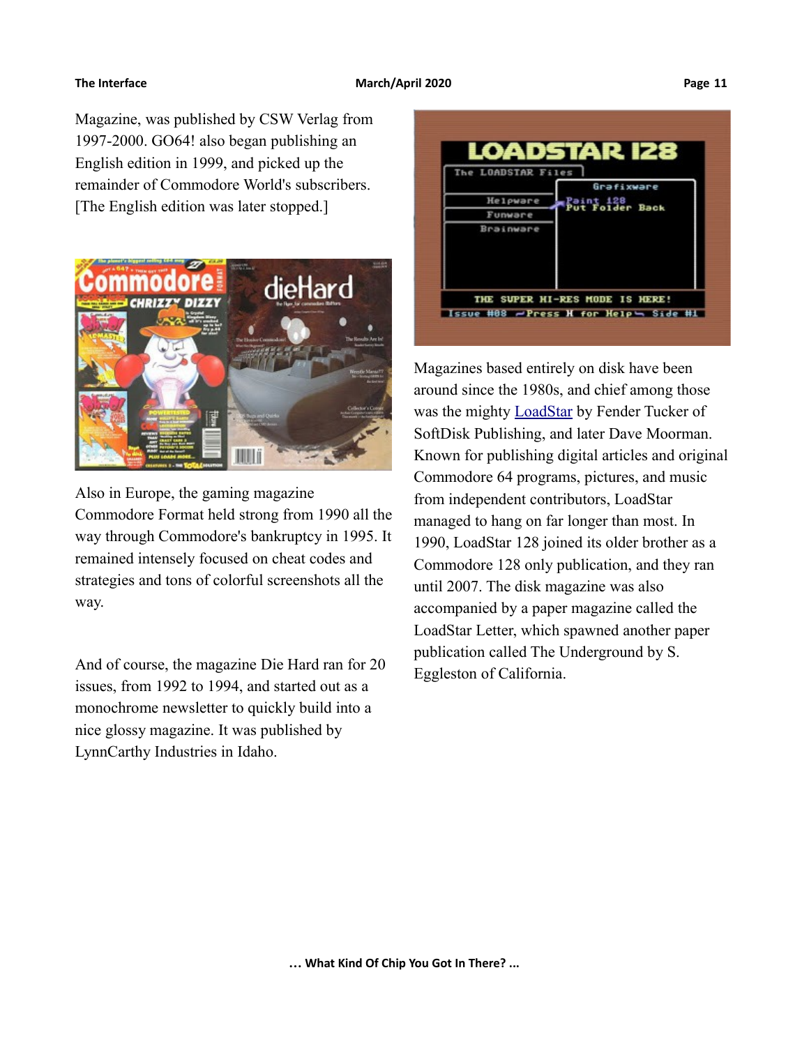Magazine, was published by CSW Verlag from 1997-2000. GO64! also began publishing an English edition in 1999, and picked up the remainder of Commodore World's subscribers. [The English edition was later stopped.]

Also in Europe, the gaming magazine Commodore Format held strong from 1990 all the way through Commodore's bankruptcy in 1995. It remained intensely focused on cheat codes and strategies and tons of colorful screenshots all the way.

And of course, the magazine Die Hard ran for 20 issues, from 1992 to 1994, and started out as a monochrome newsletter to quickly build into a nice glossy magazine. It was published by LynnCarthy Industries in Idaho.

Magazines based entirely on disk have been around since the 1980s, and chief among those was the mighty LoadStar by Fender Tucker of SoftDisk Publishing, and later Dave Moorman. Known for publishing digital articles and original Commodore 64 programs, pictures, and music from independent contributors, LoadStar managed to hang on far longer than most. In 1990, LoadStar 128 joined its older brother as a Commodore 128 only publication, and they ran until 2007. The disk magazine was also accompanied by a paper magazine called the LoadStar Letter, which spawned another paper publication called The Underground by S. Eggleston of California.

**... What Kind Of Chip You Got In There? ...**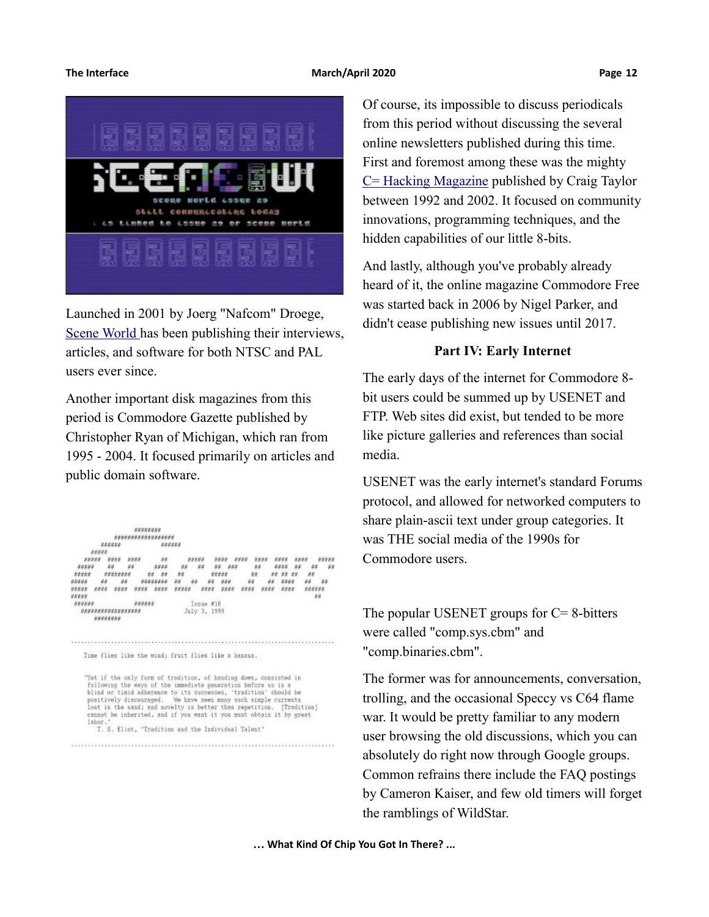Launched in 2001 by Joerg "Nafcom" Droege, Scene World has been publishing their interviews, articles, and software for both NTSC and PAL users ever since.

Another important disk magazines from this period is Commodore Gazette published by Christopher Ryan of Michigan, which ran from 1995 - 2004. It focused primarily on articles and public domain software.

Of course, its impossible to discuss periodicals from this period without discussing the several online newsletters published during this time. First and foremost among these was the mighty C= Hacking Magazine published by Craig Taylor between 1992 and 2002. It focused on community innovations, programming techniques, and the hidden capabilities of our little 8-bits.

And lastly, although you've probably already heard of it, the online magazine Commodore Free was started back in 2006 by Nigel Parker, and didn't cease publishing new issues until 2017.

### Part IV: Early Internet

The early days of the internet for Commodore 8-bit users could be summed up by USENET and FTP. Web sites did exist, but tended to be more like picture galleries and references than social media.

USENET was the early internet's standard Forums protocol, and allowed for networked computers to share plain-ascii text under group categories. It was THE social media of the 1990s for Commodore users.

The popular USENET groups for C= 8-bitters were called "comp.sys.cbm" and "comp.binaries.cbm".

The former was for announcements, conversation, trolling, and the occasional Speccy vs C64 flame war. It would be pretty familiar to any modern user browsing the old discussions, which you can absolutely do right now through Google groups. Common refrains there include the FAQ postings by Cameron Kaiser, and few old timers will forget the ramblings of WildStar.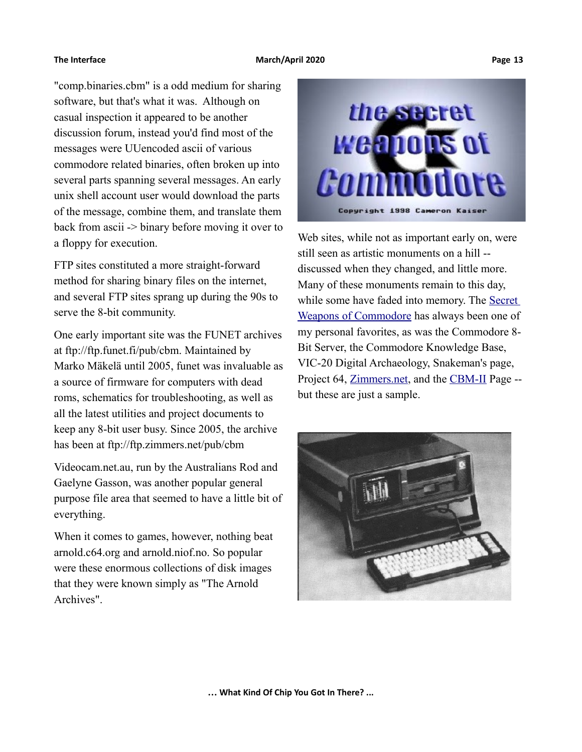"comp.binaries.cbm" is a odd medium for sharing software, but that's what it was. Although on casual inspection it appeared to be another discussion forum, instead you'd find most of the messages were UUencoded ascii of various commodore related binaries, often broken up into several parts spanning several messages. An early unix shell account user would download the parts of the message, combine them, and translate them back from ascii -> binary before moving it over to a floppy for execution.

FTP sites constituted a more straight-forward method for sharing binary files on the internet, and several FTP sites sprang up during the 90s to serve the 8-bit community.

One early important site was the FUNET archives at ftp://ftp.funet.fi/pub/cbm. Maintained by Marko Mäkelä until 2005, funet was invaluable as a source of firmware for computers with dead roms, schematics for troubleshooting, as well as all the latest utilities and project documents to keep any 8-bit user busy. Since 2005, the archive has been at ftp://ftp.zimmers.net/pub/cbm

Videocam.net.au, run by the Australians Rod and Gaelyne Gasson, was another popular general purpose file area that seemed to have a little bit of everything.

When it comes to games, however, nothing beat arnold.c64.org and arnold.niof.no. So popular were these enormous collections of disk images that they were known simply as "The Arnold Archives".

Web sites, while not as important early on, were still seen as artistic monuments on a hill -- discussed when they changed, and little more. Many of these monuments remain to this day, while some have faded into memory. The Secret Weapons of Commodore has always been one of my personal favorites, as was the Commodore 8-Bit Server, the Commodore Knowledge Base, VIC-20 Digital Archaeology, Snakeman's page, Project 64, Zimmers.net, and the CBM-II Page -- but these are just a sample.

... What Kind Of Chip You Got In There? ...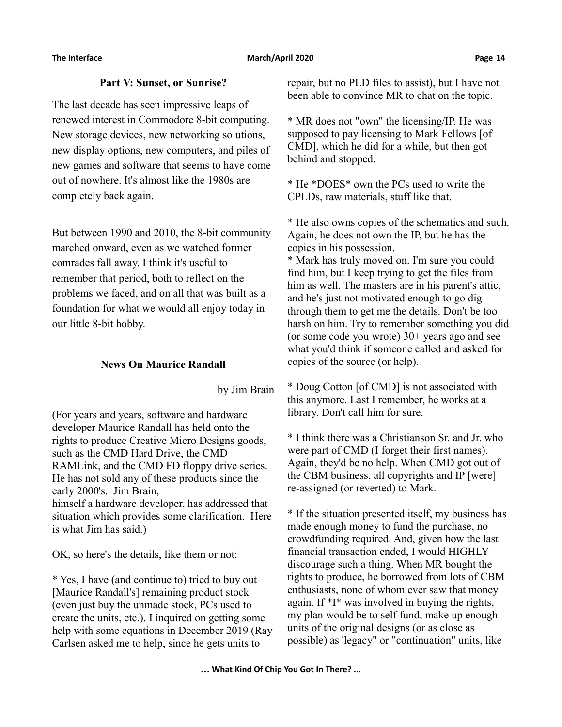## Part V: Sunset, or Sunrise?

The last decade has seen impressive leaps of renewed interest in Commodore 8-bit computing. New storage devices, new networking solutions, new display options, new computers, and piles of new games and software that seems to have come out of nowhere. It's almost like the 1980s are completely back again.

But between 1990 and 2010, the 8-bit community marched onward, even as we watched former comrades fall away. I think it's useful to remember that period, both to reflect on the problems we faced, and on all that was built as a foundation for what we would all enjoy today in our little 8-bit hobby.

### News On Maurice Randall

by Jim Brain

(For years and years, software and hardware developer Maurice Randall has held onto the rights to produce Creative Micro Designs goods, such as the CMD Hard Drive, the CMD RAMLink, and the CMD FD floppy drive series. He has not sold any of these products since the early 2000's. Jim Brain, himself a hardware developer, has addressed that situation which provides some clarification. Here is what Jim has said.)

OK, so here's the details, like them or not:

* Yes, I have (and continue to) tried to buy out [Maurice Randall's] remaining product stock (even just buy the unmade stock, PCs used to create the units, etc.). I inquired on getting some help with some equations in December 2019 (Ray Carlsen asked me to help, since he gets units to repair, but no PLD files to assist), but I have not been able to convince MR to chat on the topic.

* MR does not "own" the licensing/IP. He was supposed to pay licensing to Mark Fellows [of CMD], which he did for a while, but then got behind and stopped.

* He *DOES* own the PCs used to write the CPLDs, raw materials, stuff like that.

* He also owns copies of the schematics and such. Again, he does not own the IP, but he has the copies in his possession.

* Mark has truly moved on. I'm sure you could find him, but I keep trying to get the files from him as well. The masters are in his parent's attic, and he's just not motivated enough to go dig through them to get me the details. Don't be too harsh on him. Try to remember something you did (or some code you wrote) 30+ years ago and see what you'd think if someone called and asked for copies of the source (or help).

* Doug Cotton [of CMD] is not associated with this anymore. Last I remember, he works at a library. Don't call him for sure.

* I think there was a Christianson Sr. and Jr. who were part of CMD (I forget their first names). Again, they'd be no help. When CMD got out of the CBM business, all copyrights and IP [were] re-assigned (or reverted) to Mark.

* If the situation presented itself, my business has made enough money to fund the purchase, no crowdfunding required. And, given how the last financial transaction ended, I would HIGHLY discourage such a thing. When MR bought the rights to produce, he borrowed from lots of CBM enthusiasts, none of whom ever saw that money again. If *I* was involved in buying the rights, my plan would be to self fund, make up enough units of the original designs (or as close as possible) as 'legacy" or "continuation" units, like

… What Kind Of Chip You Got In There? ...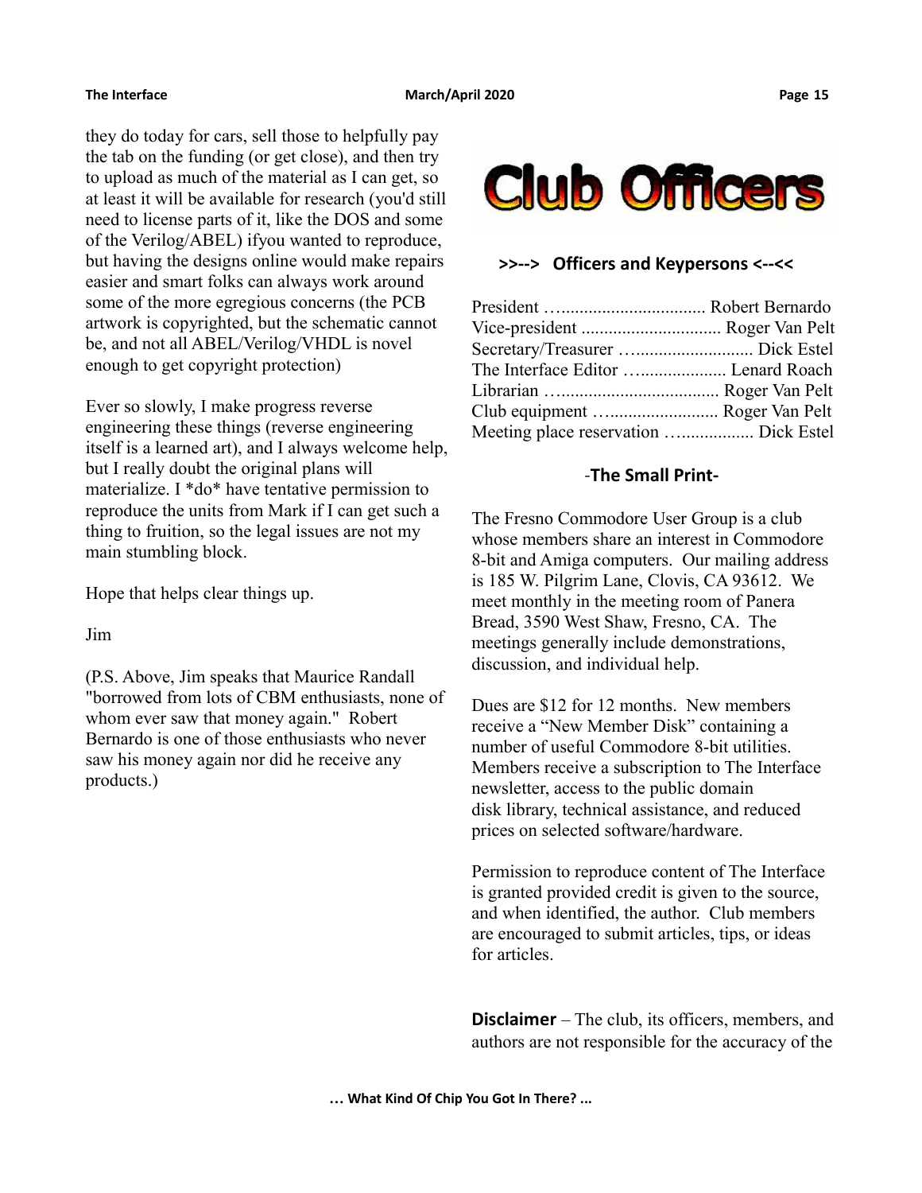they do today for cars, sell those to helpfully pay the tab on the funding (or get close), and then try to upload as much of the material as I can get, so at least it will be available for research (you'd still need to license parts of it, like the DOS and some of the Verilog/ABEL) ifyou wanted to reproduce, but having the designs online would make repairs easier and smart folks can always work around some of the more egregious concerns (the PCB artwork is copyrighted, but the schematic cannot be, and not all ABEL/Verilog/VHDL is novel enough to get copyright protection)

Ever so slowly, I make progress reverse engineering these things (reverse engineering itself is a learned art), and I always welcome help, but I really doubt the original plans will materialize. I *do* have tentative permission to reproduce the units from Mark if I can get such a thing to fruition, so the legal issues are not my main stumbling block.

Hope that helps clear things up.

Jim

(P.S. Above, Jim speaks that Maurice Randall "borrowed from lots of CBM enthusiasts, none of whom ever saw that money again." Robert Bernardo is one of those enthusiasts who never saw his money again nor did he receive any products.)

# Club Officers

### >>--> Officers and Keypersons <--<<

President …................................ Robert Bernardo
Vice-president ............................... Roger Van Pelt
Secretary/Treasurer …......................... Dick Estel
The Interface Editor …................... Lenard Roach
Librarian ….................................. Roger Van Pelt
Club equipment …........................ Roger Van Pelt
Meeting place reservation ….............. Dick Estel

### -The Small Print-

The Fresno Commodore User Group is a club whose members share an interest in Commodore 8-bit and Amiga computers. Our mailing address is 185 W. Pilgrim Lane, Clovis, CA 93612. We meet monthly in the meeting room of Panera Bread, 3590 West Shaw, Fresno, CA. The meetings generally include demonstrations, discussion, and individual help.

Dues are $12 for 12 months. New members receive a "New Member Disk" containing a number of useful Commodore 8-bit utilities. Members receive a subscription to The Interface newsletter, access to the public domain disk library, technical assistance, and reduced prices on selected software/hardware.

Permission to reproduce content of The Interface is granted provided credit is given to the source, and when identified, the author. Club members are encouraged to submit articles, tips, or ideas for articles.

**Disclaimer** – The club, its officers, members, and authors are not responsible for the accuracy of the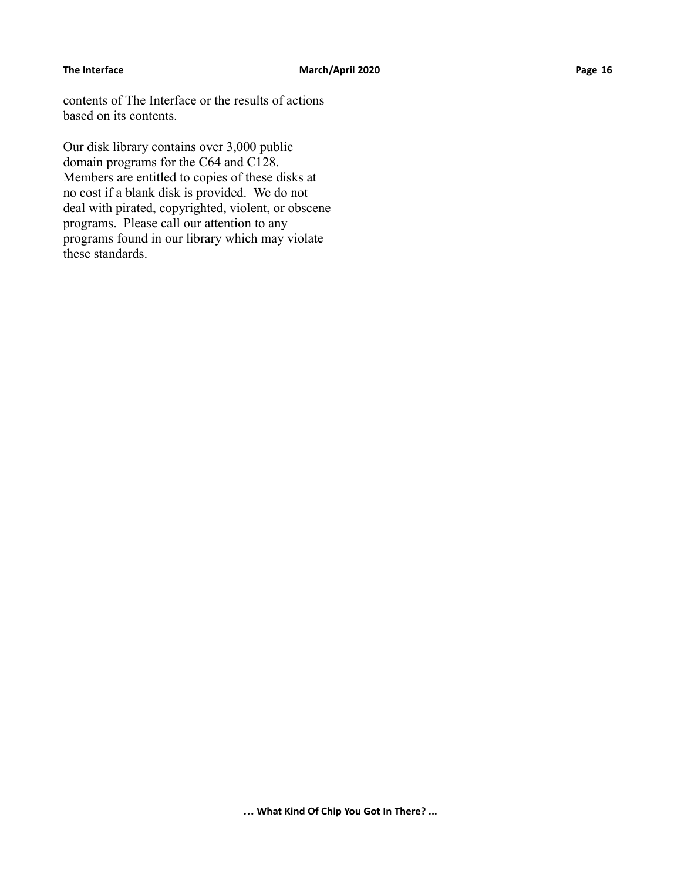contents of The Interface or the results of actions based on its contents.

Our disk library contains over 3,000 public domain programs for the C64 and C128. Members are entitled to copies of these disks at no cost if a blank disk is provided. We do not deal with pirated, copyrighted, violent, or obscene programs. Please call our attention to any programs found in our library which may violate these standards.